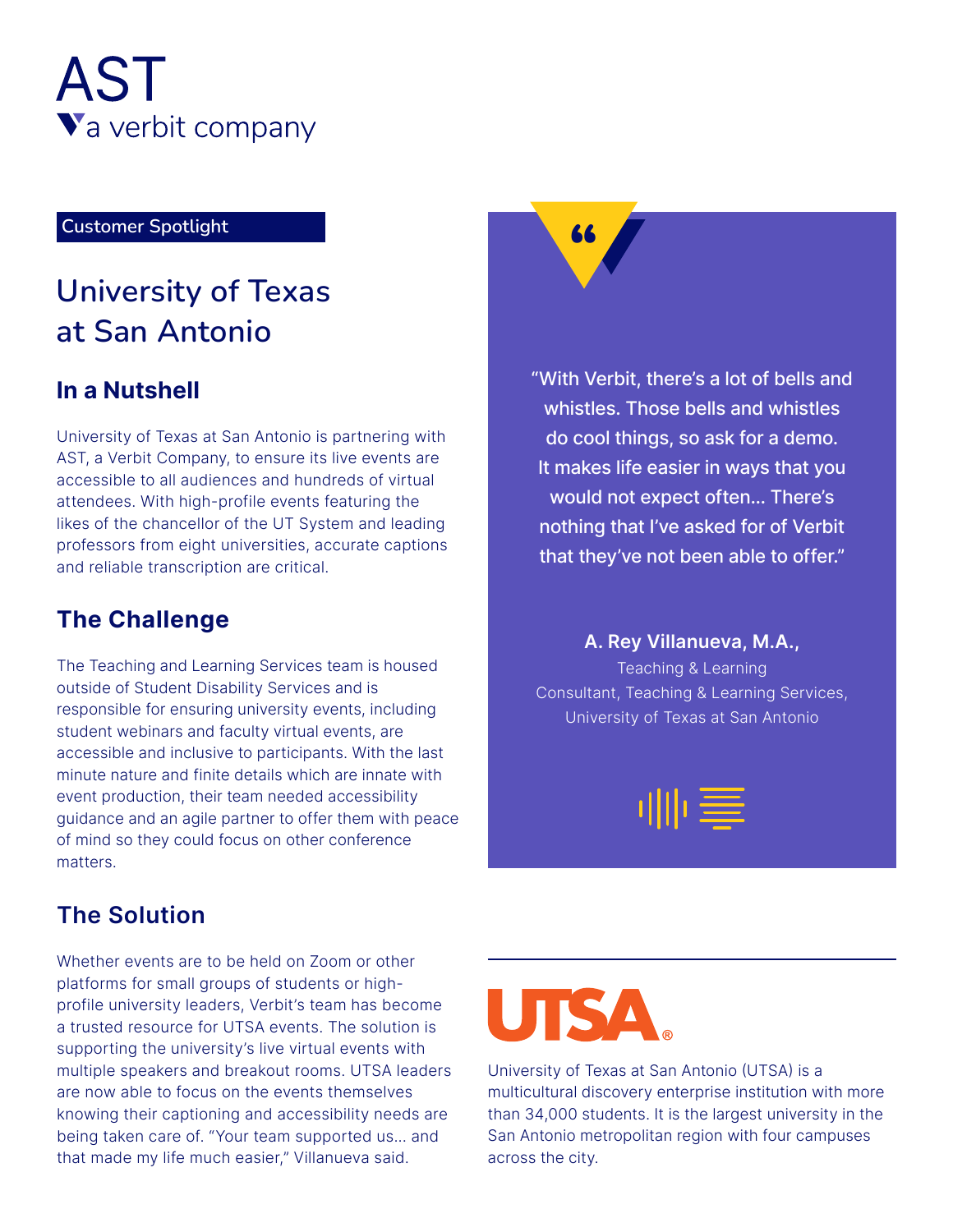AST

a verbit company

Customer Spotlight

# University of Texas at San Antonio

## In a Nutshell

University of Texas at San Antonio is partnering with AST, a Verbit Company, to ensure its live events are accessible to all audiences and hundreds of virtual attendees. With high-profile events featuring the likes of the chancellor of the UT System and leading professors from eight universities, accurate captions and reliable transcription are critical.

## The Challenge

The Teaching and Learning Services team is housed outside of Student Disability Services and is responsible for ensuring university events, including student webinars and faculty virtual events, are accessible and inclusive to participants. With the last minute nature and finite details which are innate with event production, their team needed accessibility guidance and an agile partner to offer them with peace of mind so they could focus on other conference matters.

## The Solution

Whether events are to be held on Zoom or other platforms for small groups of students or high-profile university leaders, Verbit's team has become a trusted resource for UTSA events. The solution is supporting the university's live virtual events with multiple speakers and breakout rooms. UTSA leaders are now able to focus on the events themselves knowing their captioning and accessibility needs are being taken care of. "Your team supported us... and that made my life much easier," Villanueva said.

> "With Verbit, there's a lot of bells and whistles. Those bells and whistles do cool things, so ask for a demo. It makes life easier in ways that you would not expect often... There's nothing that I've asked for of Verbit that they've not been able to offer."
>
> **A. Rey Villanueva, M.A.,**
> Teaching & Learning Consultant, Teaching & Learning Services, University of Texas at San Antonio

UTSA®

University of Texas at San Antonio (UTSA) is a multicultural discovery enterprise institution with more than 34,000 students. It is the largest university in the San Antonio metropolitan region with four campuses across the city.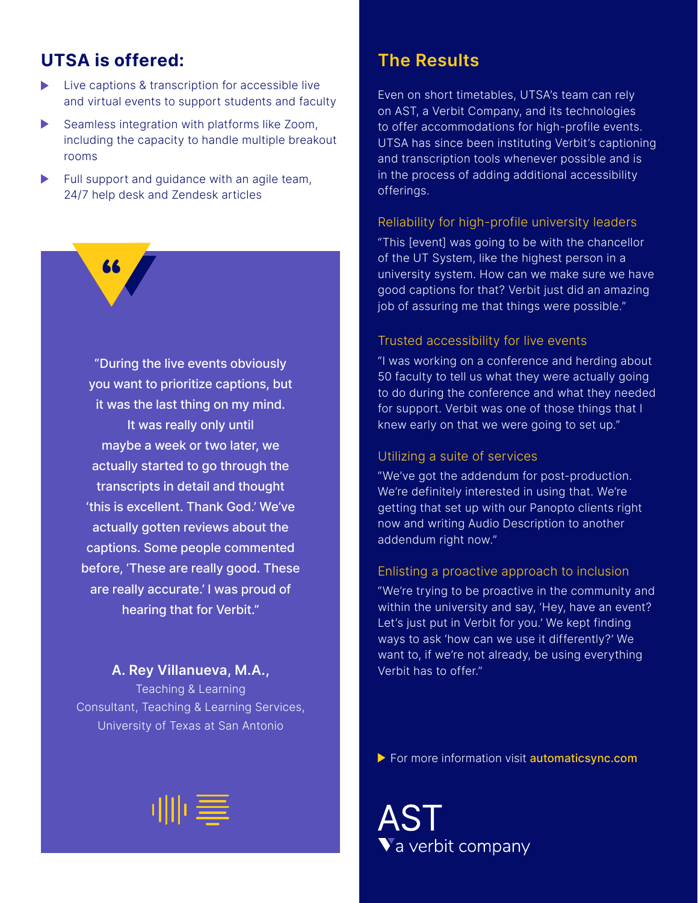## UTSA is offered:

- Live captions & transcription for accessible live and virtual events to support students and faculty
- Seamless integration with platforms like Zoom, including the capacity to handle multiple breakout rooms
- Full support and guidance with an agile team, 24/7 help desk and Zendesk articles

"During the live events obviously you want to prioritize captions, but it was the last thing on my mind. It was really only until maybe a week or two later, we actually started to go through the transcripts in detail and thought 'this is excellent. Thank God.' We've actually gotten reviews about the captions. Some people commented before, 'These are really good. These are really accurate.' I was proud of hearing that for Verbit."

**A. Rey Villanueva, M.A.,**
Teaching & Learning
Consultant, Teaching & Learning Services,
University of Texas at San Antonio

## The Results

Even on short timetables, UTSA's team can rely on AST, a Verbit Company, and its technologies to offer accommodations for high-profile events. UTSA has since been instituting Verbit's captioning and transcription tools whenever possible and is in the process of adding additional accessibility offerings.

### Reliability for high-profile university leaders

"This [event] was going to be with the chancellor of the UT System, like the highest person in a university system. How can we make sure we have good captions for that? Verbit just did an amazing job of assuring me that things were possible."

### Trusted accessibility for live events

"I was working on a conference and herding about 50 faculty to tell us what they were actually going to do during the conference and what they needed for support. Verbit was one of those things that I knew early on that we were going to set up."

### Utilizing a suite of services

"We've got the addendum for post-production. We're definitely interested in using that. We're getting that set up with our Panopto clients right now and writing Audio Description to another addendum right now."

### Enlisting a proactive approach to inclusion

"We're trying to be proactive in the community and within the university and say, 'Hey, have an event? Let's just put in Verbit for you.' We kept finding ways to ask 'how can we use it differently?' We want to, if we're not already, be using everything Verbit has to offer."

For more information visit **automaticsync.com**

AST
a verbit company